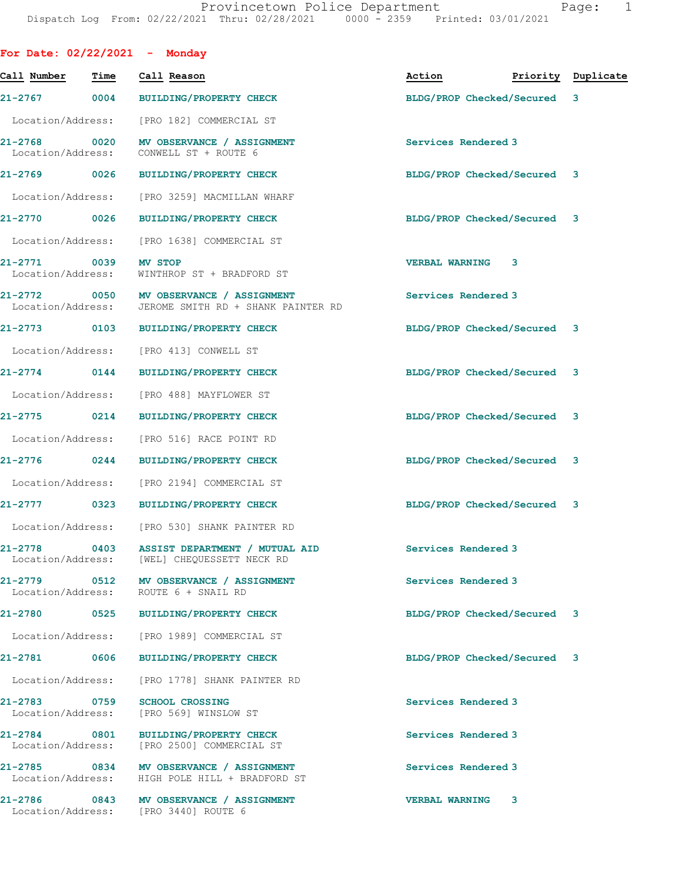Provincetown Police Department
Dispatch Log From: 02/22/2021 Thru: 02/28/2021 0000 - 2359 Printed: 03/01/2021

**For Date: 02/22/2021 - Monday**

| Call Number | Time | Call Reason | Action | Priority | Duplicate |
|---|---|---|---|---|---|
| 21-2767 | 0004 | BUILDING/PROPERTY CHECK | BLDG/PROP Checked/Secured | 3 | |
| | | Location/Address: [PRO 182] COMMERCIAL ST | | | |
| 21-2768 | 0020 | MV OBSERVANCE / ASSIGNMENT | Services Rendered | 3 | |
| | | Location/Address: CONWELL ST + ROUTE 6 | | | |
| 21-2769 | 0026 | BUILDING/PROPERTY CHECK | BLDG/PROP Checked/Secured | 3 | |
| | | Location/Address: [PRO 3259] MACMILLAN WHARF | | | |
| 21-2770 | 0026 | BUILDING/PROPERTY CHECK | BLDG/PROP Checked/Secured | 3 | |
| | | Location/Address: [PRO 1638] COMMERCIAL ST | | | |
| 21-2771 | 0039 | MV STOP | VERBAL WARNING | 3 | |
| | | Location/Address: WINTHROP ST + BRADFORD ST | | | |
| 21-2772 | 0050 | MV OBSERVANCE / ASSIGNMENT | Services Rendered | 3 | |
| | | Location/Address: JEROME SMITH RD + SHANK PAINTER RD | | | |
| 21-2773 | 0103 | BUILDING/PROPERTY CHECK | BLDG/PROP Checked/Secured | 3 | |
| | | Location/Address: [PRO 413] CONWELL ST | | | |
| 21-2774 | 0144 | BUILDING/PROPERTY CHECK | BLDG/PROP Checked/Secured | 3 | |
| | | Location/Address: [PRO 488] MAYFLOWER ST | | | |
| 21-2775 | 0214 | BUILDING/PROPERTY CHECK | BLDG/PROP Checked/Secured | 3 | |
| | | Location/Address: [PRO 516] RACE POINT RD | | | |
| 21-2776 | 0244 | BUILDING/PROPERTY CHECK | BLDG/PROP Checked/Secured | 3 | |
| | | Location/Address: [PRO 2194] COMMERCIAL ST | | | |
| 21-2777 | 0323 | BUILDING/PROPERTY CHECK | BLDG/PROP Checked/Secured | 3 | |
| | | Location/Address: [PRO 530] SHANK PAINTER RD | | | |
| 21-2778 | 0403 | ASSIST DEPARTMENT / MUTUAL AID | Services Rendered | 3 | |
| | | Location/Address: [WEL] CHEQUESSETT NECK RD | | | |
| 21-2779 | 0512 | MV OBSERVANCE / ASSIGNMENT | Services Rendered | 3 | |
| | | Location/Address: ROUTE 6 + SNAIL RD | | | |
| 21-2780 | 0525 | BUILDING/PROPERTY CHECK | BLDG/PROP Checked/Secured | 3 | |
| | | Location/Address: [PRO 1989] COMMERCIAL ST | | | |
| 21-2781 | 0606 | BUILDING/PROPERTY CHECK | BLDG/PROP Checked/Secured | 3 | |
| | | Location/Address: [PRO 1778] SHANK PAINTER RD | | | |
| 21-2783 | 0759 | SCHOOL CROSSING | Services Rendered | 3 | |
| | | Location/Address: [PRO 569] WINSLOW ST | | | |
| 21-2784 | 0801 | BUILDING/PROPERTY CHECK | Services Rendered | 3 | |
| | | Location/Address: [PRO 2500] COMMERCIAL ST | | | |
| 21-2785 | 0834 | MV OBSERVANCE / ASSIGNMENT | Services Rendered | 3 | |
| | | Location/Address: HIGH POLE HILL + BRADFORD ST | | | |
| 21-2786 | 0843 | MV OBSERVANCE / ASSIGNMENT | VERBAL WARNING | 3 | |
| | | Location/Address: [PRO 3440] ROUTE 6 | | | |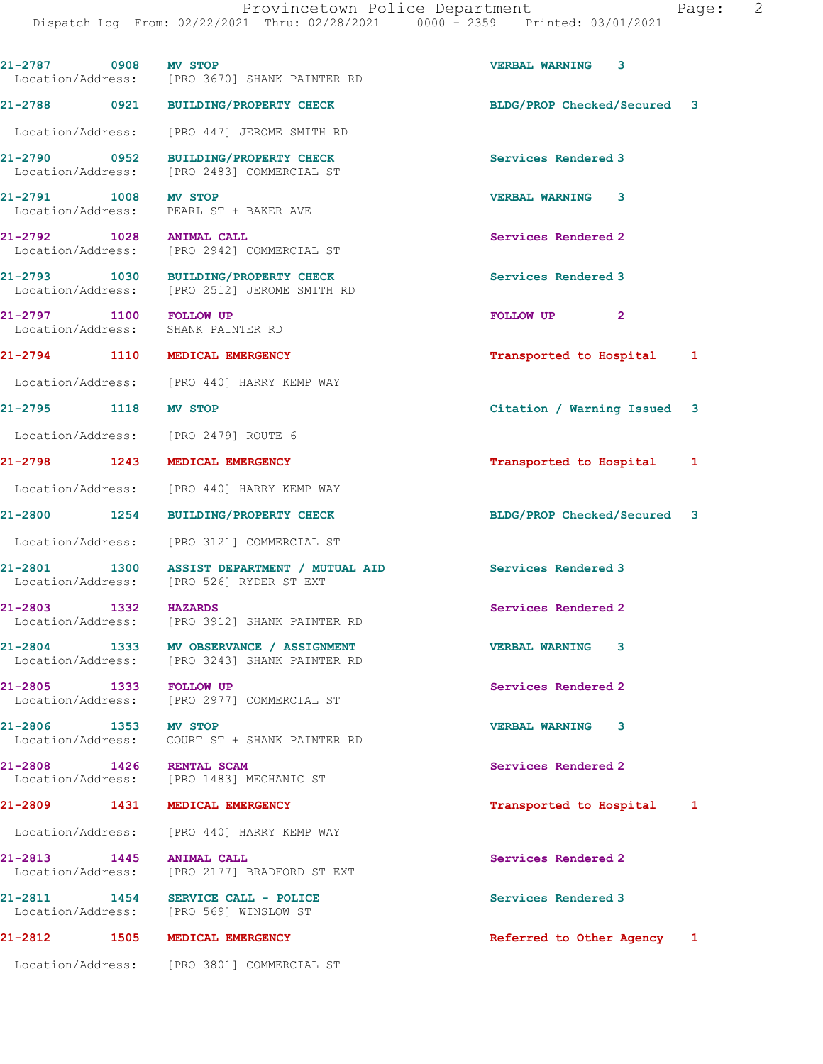21-2787 0908 MV STOP VERBAL WARNING 3
Location/Address: [PRO 3670] SHANK PAINTER RD

21-2788 0921 BUILDING/PROPERTY CHECK BLDG/PROP Checked/Secured 3
Location/Address: [PRO 447] JEROME SMITH RD

21-2790 0952 BUILDING/PROPERTY CHECK Services Rendered 3
Location/Address: [PRO 2483] COMMERCIAL ST

21-2791 1008 MV STOP VERBAL WARNING 3
Location/Address: PEARL ST + BAKER AVE

21-2792 1028 ANIMAL CALL Services Rendered 2
Location/Address: [PRO 2942] COMMERCIAL ST

21-2793 1030 BUILDING/PROPERTY CHECK Services Rendered 3
Location/Address: [PRO 2512] JEROME SMITH RD

21-2797 1100 FOLLOW UP FOLLOW UP 2
Location/Address: SHANK PAINTER RD

21-2794 1110 MEDICAL EMERGENCY Transported to Hospital 1
Location/Address: [PRO 440] HARRY KEMP WAY

21-2795 1118 MV STOP Citation / Warning Issued 3
Location/Address: [PRO 2479] ROUTE 6

21-2798 1243 MEDICAL EMERGENCY Transported to Hospital 1
Location/Address: [PRO 440] HARRY KEMP WAY

21-2800 1254 BUILDING/PROPERTY CHECK BLDG/PROP Checked/Secured 3
Location/Address: [PRO 3121] COMMERCIAL ST

21-2801 1300 ASSIST DEPARTMENT / MUTUAL AID Services Rendered 3
Location/Address: [PRO 526] RYDER ST EXT

21-2803 1332 HAZARDS Services Rendered 2
Location/Address: [PRO 3912] SHANK PAINTER RD

21-2804 1333 MV OBSERVANCE / ASSIGNMENT VERBAL WARNING 3
Location/Address: [PRO 3243] SHANK PAINTER RD

21-2805 1333 FOLLOW UP Services Rendered 2
Location/Address: [PRO 2977] COMMERCIAL ST

21-2806 1353 MV STOP VERBAL WARNING 3
Location/Address: COURT ST + SHANK PAINTER RD

21-2808 1426 RENTAL SCAM Services Rendered 2
Location/Address: [PRO 1483] MECHANIC ST

21-2809 1431 MEDICAL EMERGENCY Transported to Hospital 1
Location/Address: [PRO 440] HARRY KEMP WAY

21-2813 1445 ANIMAL CALL Services Rendered 2
Location/Address: [PRO 2177] BRADFORD ST EXT

21-2811 1454 SERVICE CALL - POLICE Services Rendered 3
Location/Address: [PRO 569] WINSLOW ST

21-2812 1505 MEDICAL EMERGENCY Referred to Other Agency 1
Location/Address: [PRO 3801] COMMERCIAL ST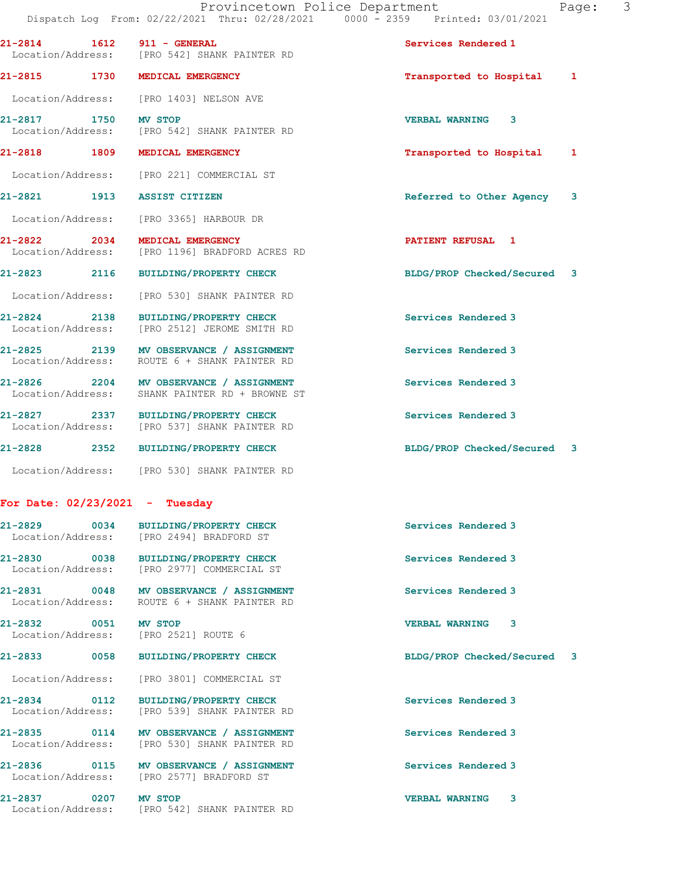21-2814 1612 911 - GENERAL Services Rendered 1
Location/Address: [PRO 542] SHANK PAINTER RD

21-2815 1730 MEDICAL EMERGENCY Transported to Hospital 1
Location/Address: [PRO 1403] NELSON AVE

21-2817 1750 MV STOP VERBAL WARNING 3
Location/Address: [PRO 542] SHANK PAINTER RD

21-2818 1809 MEDICAL EMERGENCY Transported to Hospital 1
Location/Address: [PRO 221] COMMERCIAL ST

21-2821 1913 ASSIST CITIZEN Referred to Other Agency 3
Location/Address: [PRO 3365] HARBOUR DR

21-2822 2034 MEDICAL EMERGENCY PATIENT REFUSAL 1
Location/Address: [PRO 1196] BRADFORD ACRES RD

21-2823 2116 BUILDING/PROPERTY CHECK BLDG/PROP Checked/Secured 3
Location/Address: [PRO 530] SHANK PAINTER RD

21-2824 2138 BUILDING/PROPERTY CHECK Services Rendered 3
Location/Address: [PRO 2512] JEROME SMITH RD

21-2825 2139 MV OBSERVANCE / ASSIGNMENT Services Rendered 3
Location/Address: ROUTE 6 + SHANK PAINTER RD

21-2826 2204 MV OBSERVANCE / ASSIGNMENT Services Rendered 3
Location/Address: SHANK PAINTER RD + BROWNE ST

21-2827 2337 BUILDING/PROPERTY CHECK Services Rendered 3
Location/Address: [PRO 537] SHANK PAINTER RD

21-2828 2352 BUILDING/PROPERTY CHECK BLDG/PROP Checked/Secured 3
Location/Address: [PRO 530] SHANK PAINTER RD

## For Date: 02/23/2021 - Tuesday

21-2829 0034 BUILDING/PROPERTY CHECK Services Rendered 3
Location/Address: [PRO 2494] BRADFORD ST

21-2830 0038 BUILDING/PROPERTY CHECK Services Rendered 3
Location/Address: [PRO 2977] COMMERCIAL ST

21-2831 0048 MV OBSERVANCE / ASSIGNMENT Services Rendered 3
Location/Address: ROUTE 6 + SHANK PAINTER RD

21-2832 0051 MV STOP VERBAL WARNING 3
Location/Address: [PRO 2521] ROUTE 6

21-2833 0058 BUILDING/PROPERTY CHECK BLDG/PROP Checked/Secured 3
Location/Address: [PRO 3801] COMMERCIAL ST

21-2834 0112 BUILDING/PROPERTY CHECK Services Rendered 3
Location/Address: [PRO 539] SHANK PAINTER RD

21-2835 0114 MV OBSERVANCE / ASSIGNMENT Services Rendered 3
Location/Address: [PRO 530] SHANK PAINTER RD

21-2836 0115 MV OBSERVANCE / ASSIGNMENT Services Rendered 3
Location/Address: [PRO 2577] BRADFORD ST

21-2837 0207 MV STOP VERBAL WARNING 3
Location/Address: [PRO 542] SHANK PAINTER RD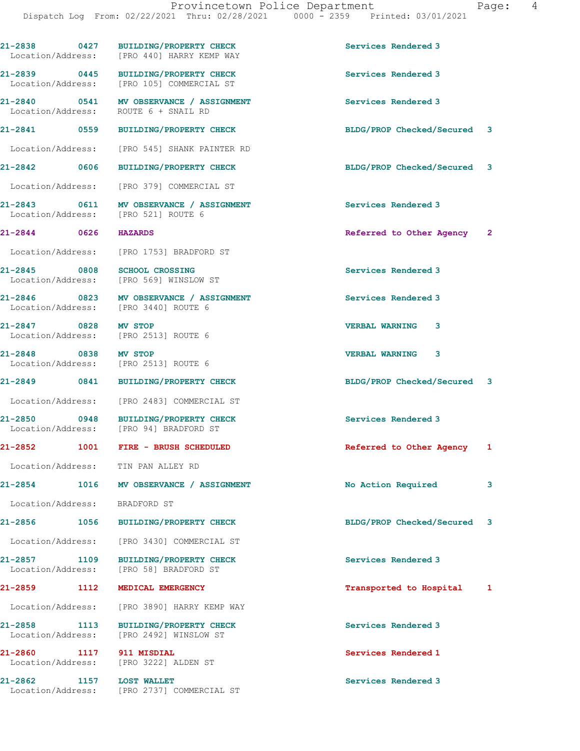| Call Number | Time | Call Reason | Action | Priority |
|---|---|---|---|---|
| 21-2838 | 0427 | BUILDING/PROPERTY CHECK | Services Rendered | 3 |
| Location/Address: | | [PRO 440] HARRY KEMP WAY | | |
| 21-2839 | 0445 | BUILDING/PROPERTY CHECK | Services Rendered | 3 |
| Location/Address: | | [PRO 105] COMMERCIAL ST | | |
| 21-2840 | 0541 | MV OBSERVANCE / ASSIGNMENT | Services Rendered | 3 |
| Location/Address: | | ROUTE 6 + SNAIL RD | | |
| 21-2841 | 0559 | BUILDING/PROPERTY CHECK | BLDG/PROP Checked/Secured | 3 |
| Location/Address: | | [PRO 545] SHANK PAINTER RD | | |
| 21-2842 | 0606 | BUILDING/PROPERTY CHECK | BLDG/PROP Checked/Secured | 3 |
| Location/Address: | | [PRO 379] COMMERCIAL ST | | |
| 21-2843 | 0611 | MV OBSERVANCE / ASSIGNMENT | Services Rendered | 3 |
| Location/Address: | | [PRO 521] ROUTE 6 | | |
| 21-2844 | 0626 | HAZARDS | Referred to Other Agency | 2 |
| Location/Address: | | [PRO 1753] BRADFORD ST | | |
| 21-2845 | 0808 | SCHOOL CROSSING | Services Rendered | 3 |
| Location/Address: | | [PRO 569] WINSLOW ST | | |
| 21-2846 | 0823 | MV OBSERVANCE / ASSIGNMENT | Services Rendered | 3 |
| Location/Address: | | [PRO 3440] ROUTE 6 | | |
| 21-2847 | 0828 | MV STOP | VERBAL WARNING | 3 |
| Location/Address: | | [PRO 2513] ROUTE 6 | | |
| 21-2848 | 0838 | MV STOP | VERBAL WARNING | 3 |
| Location/Address: | | [PRO 2513] ROUTE 6 | | |
| 21-2849 | 0841 | BUILDING/PROPERTY CHECK | BLDG/PROP Checked/Secured | 3 |
| Location/Address: | | [PRO 2483] COMMERCIAL ST | | |
| 21-2850 | 0948 | BUILDING/PROPERTY CHECK | Services Rendered | 3 |
| Location/Address: | | [PRO 94] BRADFORD ST | | |
| 21-2852 | 1001 | FIRE - BRUSH SCHEDULED | Referred to Other Agency | 1 |
| Location/Address: | | TIN PAN ALLEY RD | | |
| 21-2854 | 1016 | MV OBSERVANCE / ASSIGNMENT | No Action Required | 3 |
| Location/Address: | | BRADFORD ST | | |
| 21-2856 | 1056 | BUILDING/PROPERTY CHECK | BLDG/PROP Checked/Secured | 3 |
| Location/Address: | | [PRO 3430] COMMERCIAL ST | | |
| 21-2857 | 1109 | BUILDING/PROPERTY CHECK | Services Rendered | 3 |
| Location/Address: | | [PRO 58] BRADFORD ST | | |
| 21-2859 | 1112 | MEDICAL EMERGENCY | Transported to Hospital | 1 |
| Location/Address: | | [PRO 3890] HARRY KEMP WAY | | |
| 21-2858 | 1113 | BUILDING/PROPERTY CHECK | Services Rendered | 3 |
| Location/Address: | | [PRO 2492] WINSLOW ST | | |
| 21-2860 | 1117 | 911 MISDIAL | Services Rendered | 1 |
| Location/Address: | | [PRO 3222] ALDEN ST | | |
| 21-2862 | 1157 | LOST WALLET | Services Rendered | 3 |
| Location/Address: | | [PRO 2737] COMMERCIAL ST | | |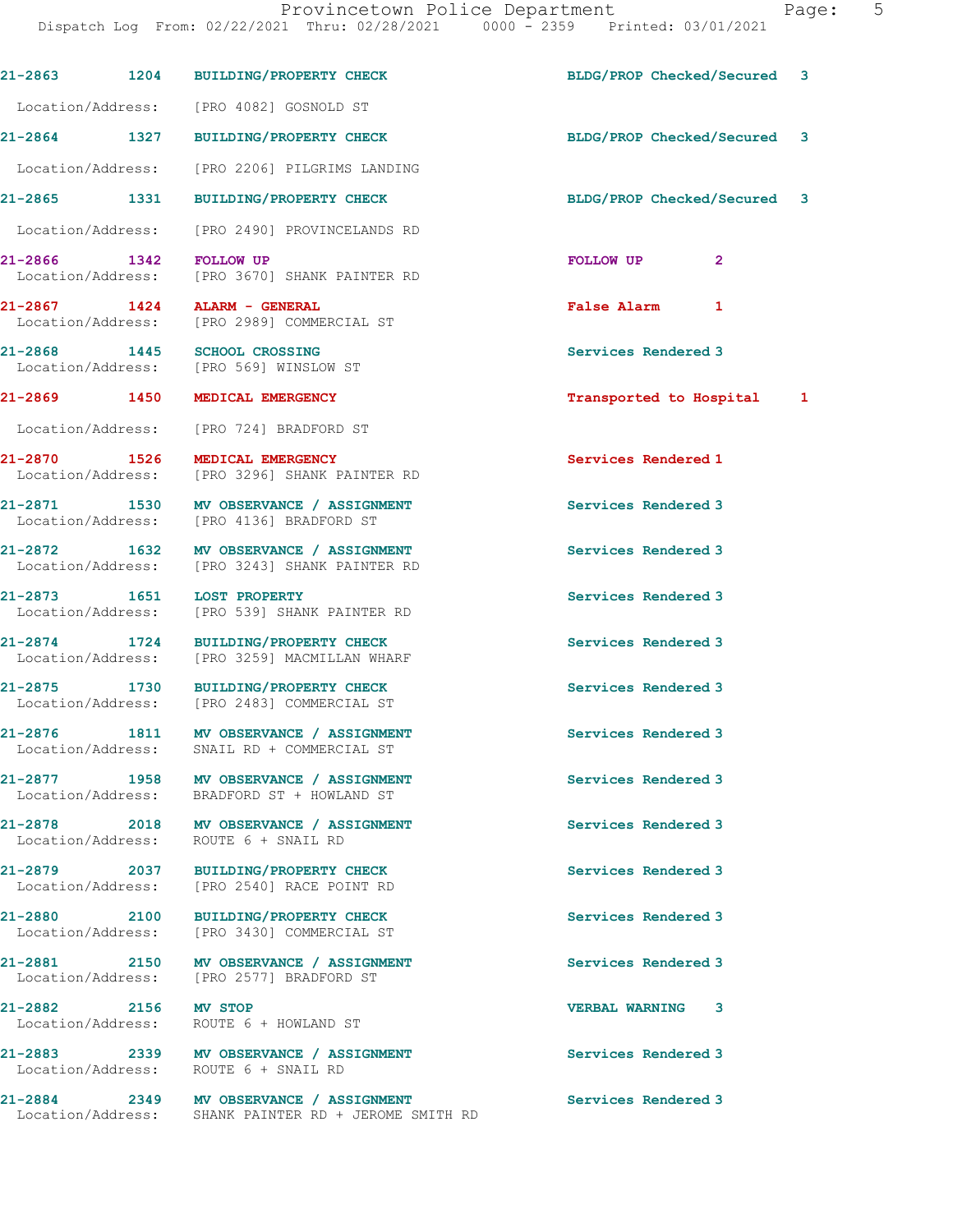21-2863 1204 BUILDING/PROPERTY CHECK BLDG/PROP Checked/Secured 3

Location/Address: [PRO 4082] GOSNOLD ST

21-2864 1327 BUILDING/PROPERTY CHECK BLDG/PROP Checked/Secured 3

Location/Address: [PRO 2206] PILGRIMS LANDING

21-2865 1331 BUILDING/PROPERTY CHECK BLDG/PROP Checked/Secured 3

Location/Address: [PRO 2490] PROVINCELANDS RD

21-2866 1342 FOLLOW UP FOLLOW UP 2
Location/Address: [PRO 3670] SHANK PAINTER RD

21-2867 1424 ALARM - GENERAL False Alarm 1
Location/Address: [PRO 2989] COMMERCIAL ST

21-2868 1445 SCHOOL CROSSING Services Rendered 3
Location/Address: [PRO 569] WINSLOW ST

21-2869 1450 MEDICAL EMERGENCY Transported to Hospital 1

Location/Address: [PRO 724] BRADFORD ST

21-2870 1526 MEDICAL EMERGENCY Services Rendered 1
Location/Address: [PRO 3296] SHANK PAINTER RD

21-2871 1530 MV OBSERVANCE / ASSIGNMENT Services Rendered 3
Location/Address: [PRO 4136] BRADFORD ST

21-2872 1632 MV OBSERVANCE / ASSIGNMENT Services Rendered 3
Location/Address: [PRO 3243] SHANK PAINTER RD

21-2873 1651 LOST PROPERTY Services Rendered 3
Location/Address: [PRO 539] SHANK PAINTER RD

21-2874 1724 BUILDING/PROPERTY CHECK Services Rendered 3
Location/Address: [PRO 3259] MACMILLAN WHARF

21-2875 1730 BUILDING/PROPERTY CHECK Services Rendered 3
Location/Address: [PRO 2483] COMMERCIAL ST

21-2876 1811 MV OBSERVANCE / ASSIGNMENT Services Rendered 3
Location/Address: SNAIL RD + COMMERCIAL ST

21-2877 1958 MV OBSERVANCE / ASSIGNMENT Services Rendered 3
Location/Address: BRADFORD ST + HOWLAND ST

21-2878 2018 MV OBSERVANCE / ASSIGNMENT Services Rendered 3
Location/Address: ROUTE 6 + SNAIL RD

21-2879 2037 BUILDING/PROPERTY CHECK Services Rendered 3
Location/Address: [PRO 2540] RACE POINT RD

21-2880 2100 BUILDING/PROPERTY CHECK Services Rendered 3
Location/Address: [PRO 3430] COMMERCIAL ST

21-2881 2150 MV OBSERVANCE / ASSIGNMENT Services Rendered 3
Location/Address: [PRO 2577] BRADFORD ST

21-2882 2156 MV STOP VERBAL WARNING 3
Location/Address: ROUTE 6 + HOWLAND ST

21-2883 2339 MV OBSERVANCE / ASSIGNMENT Services Rendered 3
Location/Address: ROUTE 6 + SNAIL RD

21-2884 2349 MV OBSERVANCE / ASSIGNMENT Services Rendered 3
Location/Address: SHANK PAINTER RD + JEROME SMITH RD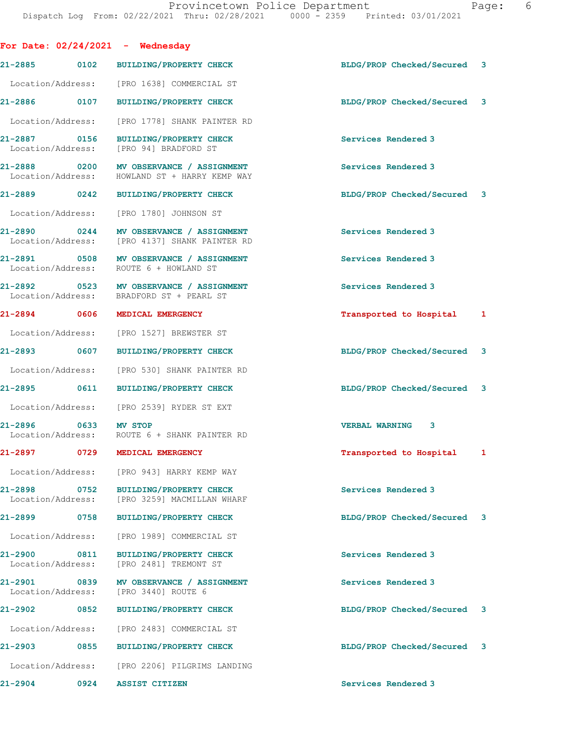## For Date: 02/24/2021 - Wednesday

| Call # | Time | Call Type | Disposition | Priority |
|---|---|---|---|---|
| 21-2885 | 0102 | BUILDING/PROPERTY CHECK | BLDG/PROP Checked/Secured | 3 |
| | | Location/Address: [PRO 1638] COMMERCIAL ST | | |
| 21-2886 | 0107 | BUILDING/PROPERTY CHECK | BLDG/PROP Checked/Secured | 3 |
| | | Location/Address: [PRO 1778] SHANK PAINTER RD | | |
| 21-2887 | 0156 | BUILDING/PROPERTY CHECK | Services Rendered | 3 |
| | | Location/Address: [PRO 94] BRADFORD ST | | |
| 21-2888 | 0200 | MV OBSERVANCE / ASSIGNMENT | Services Rendered | 3 |
| | | Location/Address: HOWLAND ST + HARRY KEMP WAY | | |
| 21-2889 | 0242 | BUILDING/PROPERTY CHECK | BLDG/PROP Checked/Secured | 3 |
| | | Location/Address: [PRO 1780] JOHNSON ST | | |
| 21-2890 | 0244 | MV OBSERVANCE / ASSIGNMENT | Services Rendered | 3 |
| | | Location/Address: [PRO 4137] SHANK PAINTER RD | | |
| 21-2891 | 0508 | MV OBSERVANCE / ASSIGNMENT | Services Rendered | 3 |
| | | Location/Address: ROUTE 6 + HOWLAND ST | | |
| 21-2892 | 0523 | MV OBSERVANCE / ASSIGNMENT | Services Rendered | 3 |
| | | Location/Address: BRADFORD ST + PEARL ST | | |
| 21-2894 | 0606 | MEDICAL EMERGENCY | Transported to Hospital | 1 |
| | | Location/Address: [PRO 1527] BREWSTER ST | | |
| 21-2893 | 0607 | BUILDING/PROPERTY CHECK | BLDG/PROP Checked/Secured | 3 |
| | | Location/Address: [PRO 530] SHANK PAINTER RD | | |
| 21-2895 | 0611 | BUILDING/PROPERTY CHECK | BLDG/PROP Checked/Secured | 3 |
| | | Location/Address: [PRO 2539] RYDER ST EXT | | |
| 21-2896 | 0633 | MV STOP | VERBAL WARNING | 3 |
| | | Location/Address: ROUTE 6 + SHANK PAINTER RD | | |
| 21-2897 | 0729 | MEDICAL EMERGENCY | Transported to Hospital | 1 |
| | | Location/Address: [PRO 943] HARRY KEMP WAY | | |
| 21-2898 | 0752 | BUILDING/PROPERTY CHECK | Services Rendered | 3 |
| | | Location/Address: [PRO 3259] MACMILLAN WHARF | | |
| 21-2899 | 0758 | BUILDING/PROPERTY CHECK | BLDG/PROP Checked/Secured | 3 |
| | | Location/Address: [PRO 1989] COMMERCIAL ST | | |
| 21-2900 | 0811 | BUILDING/PROPERTY CHECK | Services Rendered | 3 |
| | | Location/Address: [PRO 2481] TREMONT ST | | |
| 21-2901 | 0839 | MV OBSERVANCE / ASSIGNMENT | Services Rendered | 3 |
| | | Location/Address: [PRO 3440] ROUTE 6 | | |
| 21-2902 | 0852 | BUILDING/PROPERTY CHECK | BLDG/PROP Checked/Secured | 3 |
| | | Location/Address: [PRO 2483] COMMERCIAL ST | | |
| 21-2903 | 0855 | BUILDING/PROPERTY CHECK | BLDG/PROP Checked/Secured | 3 |
| | | Location/Address: [PRO 2206] PILGRIMS LANDING | | |
| 21-2904 | 0924 | ASSIST CITIZEN | Services Rendered | 3 |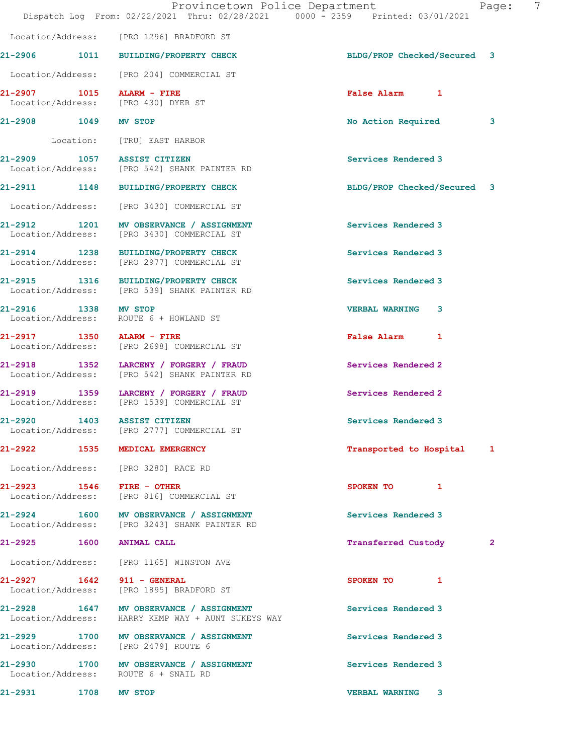Location/Address: [PRO 1296] BRADFORD ST

**21-2906 1011 BUILDING/PROPERTY CHECK** BLDG/PROP Checked/Secured 3
Location/Address: [PRO 204] COMMERCIAL ST

**21-2907 1015 ALARM - FIRE** False Alarm 1
Location/Address: [PRO 430] DYER ST

**21-2908 1049 MV STOP** No Action Required 3
Location: [TRU] EAST HARBOR

**21-2909 1057 ASSIST CITIZEN** Services Rendered 3
Location/Address: [PRO 542] SHANK PAINTER RD

**21-2911 1148 BUILDING/PROPERTY CHECK** BLDG/PROP Checked/Secured 3
Location/Address: [PRO 3430] COMMERCIAL ST

**21-2912 1201 MV OBSERVANCE / ASSIGNMENT** Services Rendered 3
Location/Address: [PRO 3430] COMMERCIAL ST

**21-2914 1238 BUILDING/PROPERTY CHECK** Services Rendered 3
Location/Address: [PRO 2977] COMMERCIAL ST

**21-2915 1316 BUILDING/PROPERTY CHECK** Services Rendered 3
Location/Address: [PRO 539] SHANK PAINTER RD

**21-2916 1338 MV STOP** VERBAL WARNING 3
Location/Address: ROUTE 6 + HOWLAND ST

**21-2917 1350 ALARM - FIRE** False Alarm 1
Location/Address: [PRO 2698] COMMERCIAL ST

**21-2918 1352 LARCENY / FORGERY / FRAUD** Services Rendered 2
Location/Address: [PRO 542] SHANK PAINTER RD

**21-2919 1359 LARCENY / FORGERY / FRAUD** Services Rendered 2
Location/Address: [PRO 1539] COMMERCIAL ST

**21-2920 1403 ASSIST CITIZEN** Services Rendered 3
Location/Address: [PRO 2777] COMMERCIAL ST

**21-2922 1535 MEDICAL EMERGENCY** Transported to Hospital 1
Location/Address: [PRO 3280] RACE RD

**21-2923 1546 FIRE - OTHER** SPOKEN TO 1
Location/Address: [PRO 816] COMMERCIAL ST

**21-2924 1600 MV OBSERVANCE / ASSIGNMENT** Services Rendered 3
Location/Address: [PRO 3243] SHANK PAINTER RD

**21-2925 1600 ANIMAL CALL** Transferred Custody 2
Location/Address: [PRO 1165] WINSTON AVE

**21-2927 1642 911 - GENERAL** SPOKEN TO 1
Location/Address: [PRO 1895] BRADFORD ST

**21-2928 1647 MV OBSERVANCE / ASSIGNMENT** Services Rendered 3
Location/Address: HARRY KEMP WAY + AUNT SUKEYS WAY

**21-2929 1700 MV OBSERVANCE / ASSIGNMENT** Services Rendered 3
Location/Address: [PRO 2479] ROUTE 6

**21-2930 1700 MV OBSERVANCE / ASSIGNMENT** Services Rendered 3
Location/Address: ROUTE 6 + SNAIL RD

**21-2931 1708 MV STOP** VERBAL WARNING 3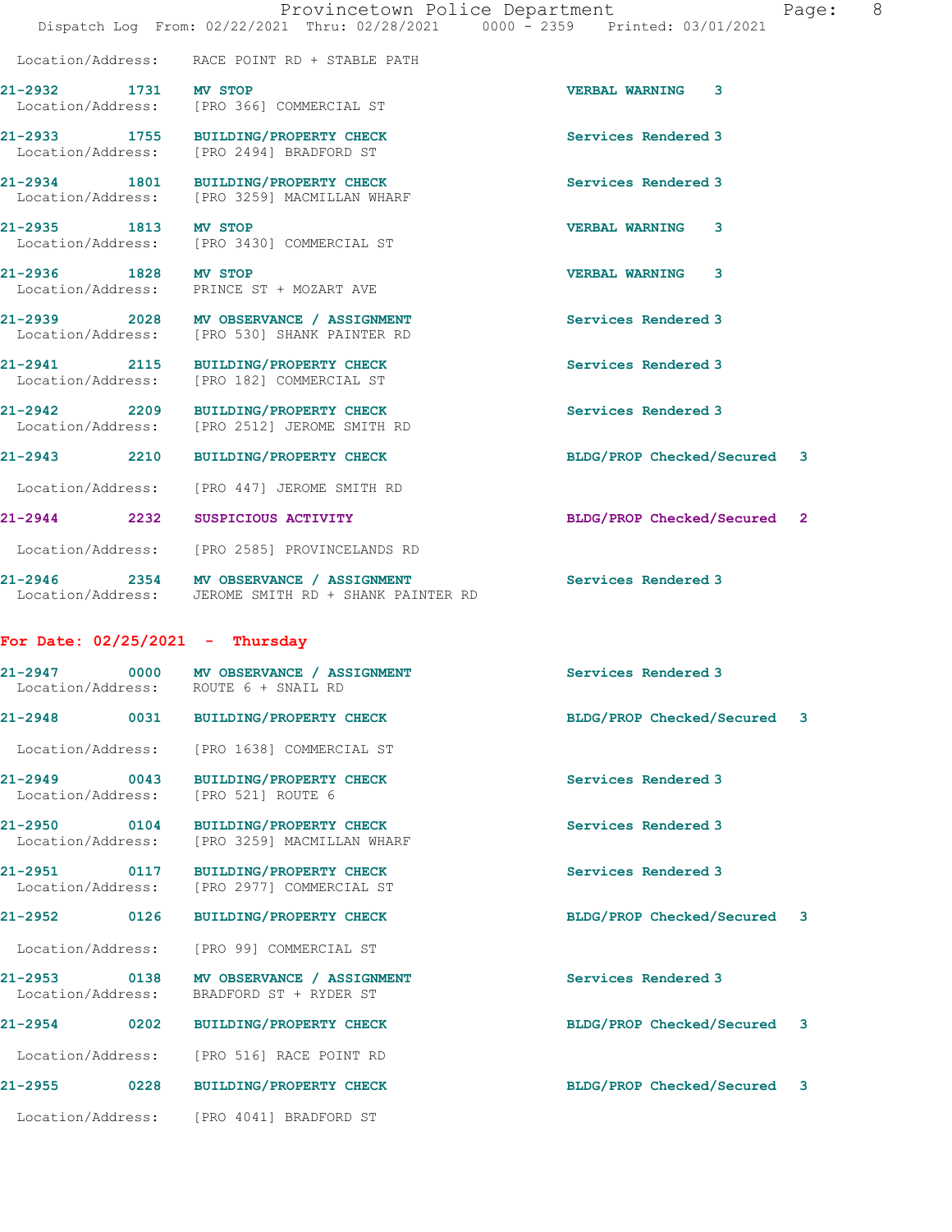Location/Address: RACE POINT RD + STABLE PATH

**21-2932 1731 MV STOP** VERBAL WARNING 3
Location/Address: [PRO 366] COMMERCIAL ST

**21-2933 1755 BUILDING/PROPERTY CHECK** Services Rendered 3
Location/Address: [PRO 2494] BRADFORD ST

**21-2934 1801 BUILDING/PROPERTY CHECK** Services Rendered 3
Location/Address: [PRO 3259] MACMILLAN WHARF

**21-2935 1813 MV STOP** VERBAL WARNING 3
Location/Address: [PRO 3430] COMMERCIAL ST

**21-2936 1828 MV STOP** VERBAL WARNING 3
Location/Address: PRINCE ST + MOZART AVE

**21-2939 2028 MV OBSERVANCE / ASSIGNMENT** Services Rendered 3
Location/Address: [PRO 530] SHANK PAINTER RD

**21-2941 2115 BUILDING/PROPERTY CHECK** Services Rendered 3
Location/Address: [PRO 182] COMMERCIAL ST

**21-2942 2209 BUILDING/PROPERTY CHECK** Services Rendered 3
Location/Address: [PRO 2512] JEROME SMITH RD

**21-2943 2210 BUILDING/PROPERTY CHECK** BLDG/PROP Checked/Secured 3
Location/Address: [PRO 447] JEROME SMITH RD

**21-2944 2232 SUSPICIOUS ACTIVITY** BLDG/PROP Checked/Secured 2
Location/Address: [PRO 2585] PROVINCELANDS RD

**21-2946 2354 MV OBSERVANCE / ASSIGNMENT** Services Rendered 3
Location/Address: JEROME SMITH RD + SHANK PAINTER RD

## For Date: 02/25/2021 - Thursday

**21-2947 0000 MV OBSERVANCE / ASSIGNMENT** Services Rendered 3
Location/Address: ROUTE 6 + SNAIL RD

**21-2948 0031 BUILDING/PROPERTY CHECK** BLDG/PROP Checked/Secured 3
Location/Address: [PRO 1638] COMMERCIAL ST

**21-2949 0043 BUILDING/PROPERTY CHECK** Services Rendered 3
Location/Address: [PRO 521] ROUTE 6

**21-2950 0104 BUILDING/PROPERTY CHECK** Services Rendered 3
Location/Address: [PRO 3259] MACMILLAN WHARF

**21-2951 0117 BUILDING/PROPERTY CHECK** Services Rendered 3
Location/Address: [PRO 2977] COMMERCIAL ST

**21-2952 0126 BUILDING/PROPERTY CHECK** BLDG/PROP Checked/Secured 3
Location/Address: [PRO 99] COMMERCIAL ST

**21-2953 0138 MV OBSERVANCE / ASSIGNMENT** Services Rendered 3
Location/Address: BRADFORD ST + RYDER ST

**21-2954 0202 BUILDING/PROPERTY CHECK** BLDG/PROP Checked/Secured 3
Location/Address: [PRO 516] RACE POINT RD

**21-2955 0228 BUILDING/PROPERTY CHECK** BLDG/PROP Checked/Secured 3
Location/Address: [PRO 4041] BRADFORD ST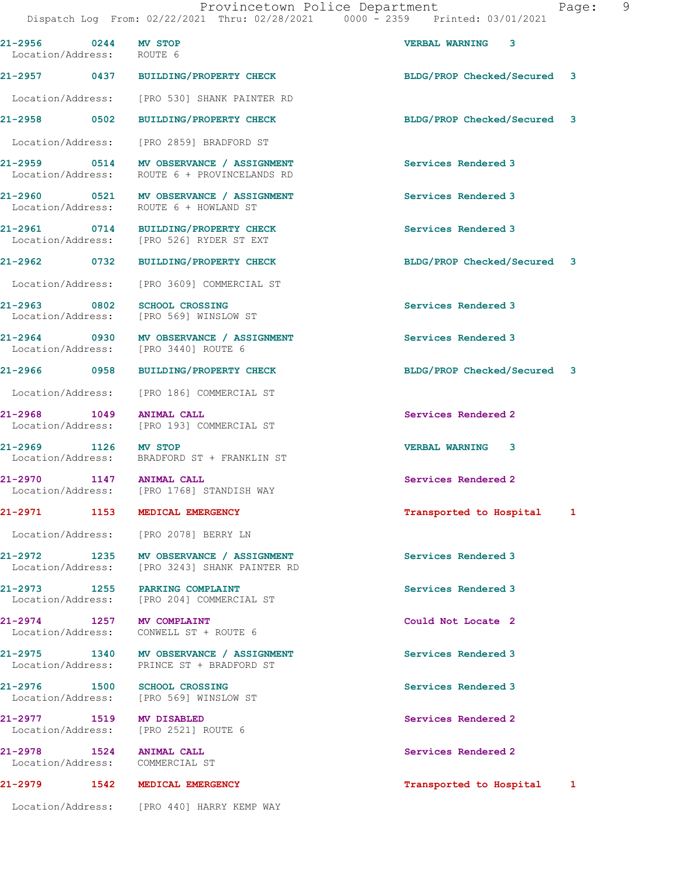| Call # | Time | Call Reason | Action | Priority |
|---|---|---|---|---|
| 21-2956 | 0244 | MV STOP | VERBAL WARNING | 3 |
| Location/Address: | | ROUTE 6 | | |
| 21-2957 | 0437 | BUILDING/PROPERTY CHECK | BLDG/PROP Checked/Secured | 3 |
| Location/Address: | | [PRO 530] SHANK PAINTER RD | | |
| 21-2958 | 0502 | BUILDING/PROPERTY CHECK | BLDG/PROP Checked/Secured | 3 |
| Location/Address: | | [PRO 2859] BRADFORD ST | | |
| 21-2959 | 0514 | MV OBSERVANCE / ASSIGNMENT | Services Rendered | 3 |
| Location/Address: | | ROUTE 6 + PROVINCELANDS RD | | |
| 21-2960 | 0521 | MV OBSERVANCE / ASSIGNMENT | Services Rendered | 3 |
| Location/Address: | | ROUTE 6 + HOWLAND ST | | |
| 21-2961 | 0714 | BUILDING/PROPERTY CHECK | Services Rendered | 3 |
| Location/Address: | | [PRO 526] RYDER ST EXT | | |
| 21-2962 | 0732 | BUILDING/PROPERTY CHECK | BLDG/PROP Checked/Secured | 3 |
| Location/Address: | | [PRO 3609] COMMERCIAL ST | | |
| 21-2963 | 0802 | SCHOOL CROSSING | Services Rendered | 3 |
| Location/Address: | | [PRO 569] WINSLOW ST | | |
| 21-2964 | 0930 | MV OBSERVANCE / ASSIGNMENT | Services Rendered | 3 |
| Location/Address: | | [PRO 3440] ROUTE 6 | | |
| 21-2966 | 0958 | BUILDING/PROPERTY CHECK | BLDG/PROP Checked/Secured | 3 |
| Location/Address: | | [PRO 186] COMMERCIAL ST | | |
| 21-2968 | 1049 | ANIMAL CALL | Services Rendered | 2 |
| Location/Address: | | [PRO 193] COMMERCIAL ST | | |
| 21-2969 | 1126 | MV STOP | VERBAL WARNING | 3 |
| Location/Address: | | BRADFORD ST + FRANKLIN ST | | |
| 21-2970 | 1147 | ANIMAL CALL | Services Rendered | 2 |
| Location/Address: | | [PRO 1768] STANDISH WAY | | |
| 21-2971 | 1153 | MEDICAL EMERGENCY | Transported to Hospital | 1 |
| Location/Address: | | [PRO 2078] BERRY LN | | |
| 21-2972 | 1235 | MV OBSERVANCE / ASSIGNMENT | Services Rendered | 3 |
| Location/Address: | | [PRO 3243] SHANK PAINTER RD | | |
| 21-2973 | 1255 | PARKING COMPLAINT | Services Rendered | 3 |
| Location/Address: | | [PRO 204] COMMERCIAL ST | | |
| 21-2974 | 1257 | MV COMPLAINT | Could Not Locate | 2 |
| Location/Address: | | CONWELL ST + ROUTE 6 | | |
| 21-2975 | 1340 | MV OBSERVANCE / ASSIGNMENT | Services Rendered | 3 |
| Location/Address: | | PRINCE ST + BRADFORD ST | | |
| 21-2976 | 1500 | SCHOOL CROSSING | Services Rendered | 3 |
| Location/Address: | | [PRO 569] WINSLOW ST | | |
| 21-2977 | 1519 | MV DISABLED | Services Rendered | 2 |
| Location/Address: | | [PRO 2521] ROUTE 6 | | |
| 21-2978 | 1524 | ANIMAL CALL | Services Rendered | 2 |
| Location/Address: | | COMMERCIAL ST | | |
| 21-2979 | 1542 | MEDICAL EMERGENCY | Transported to Hospital | 1 |
| Location/Address: | | [PRO 440] HARRY KEMP WAY | | |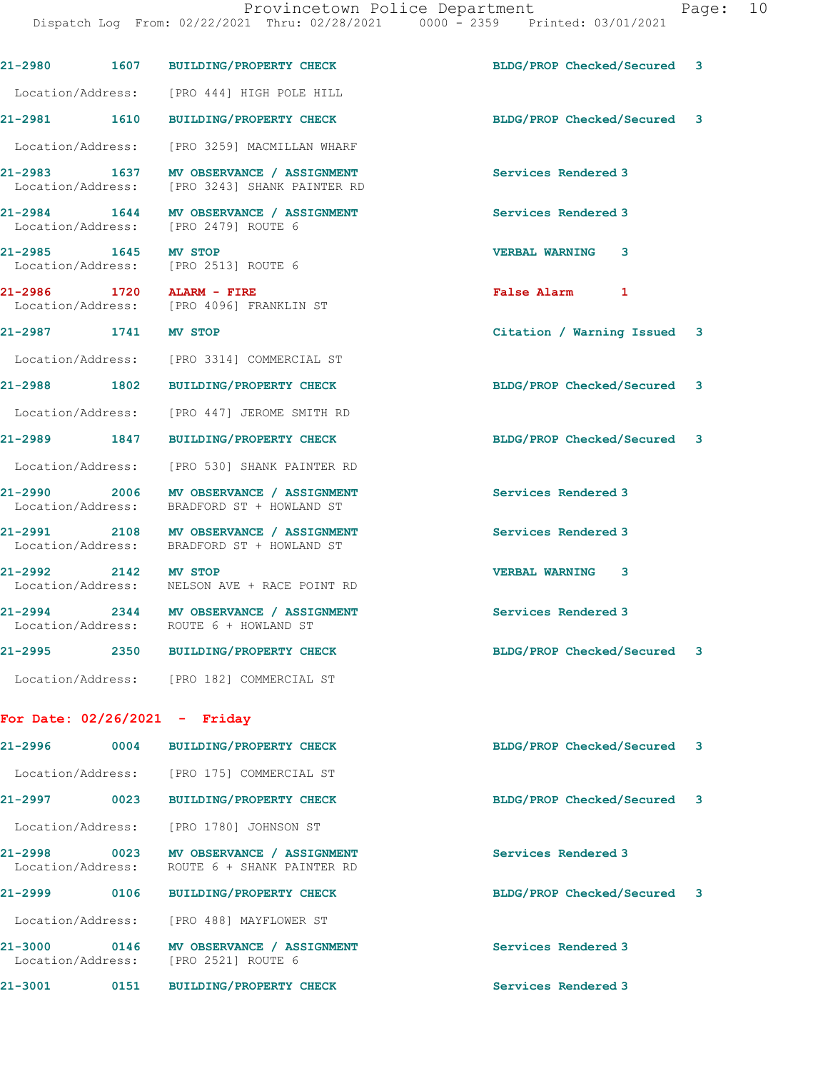21-2980 1607 BUILDING/PROPERTY CHECK BLDG/PROP Checked/Secured 3

Location/Address: [PRO 444] HIGH POLE HILL

21-2981 1610 BUILDING/PROPERTY CHECK BLDG/PROP Checked/Secured 3

Location/Address: [PRO 3259] MACMILLAN WHARF

21-2983 1637 MV OBSERVANCE / ASSIGNMENT Services Rendered 3
Location/Address: [PRO 3243] SHANK PAINTER RD

21-2984 1644 MV OBSERVANCE / ASSIGNMENT Services Rendered 3
Location/Address: [PRO 2479] ROUTE 6

21-2985 1645 MV STOP VERBAL WARNING 3
Location/Address: [PRO 2513] ROUTE 6

21-2986 1720 ALARM - FIRE False Alarm 1
Location/Address: [PRO 4096] FRANKLIN ST

21-2987 1741 MV STOP Citation / Warning Issued 3

Location/Address: [PRO 3314] COMMERCIAL ST

21-2988 1802 BUILDING/PROPERTY CHECK BLDG/PROP Checked/Secured 3

Location/Address: [PRO 447] JEROME SMITH RD

21-2989 1847 BUILDING/PROPERTY CHECK BLDG/PROP Checked/Secured 3

Location/Address: [PRO 530] SHANK PAINTER RD

21-2990 2006 MV OBSERVANCE / ASSIGNMENT Services Rendered 3
Location/Address: BRADFORD ST + HOWLAND ST

21-2991 2108 MV OBSERVANCE / ASSIGNMENT Services Rendered 3
Location/Address: BRADFORD ST + HOWLAND ST

21-2992 2142 MV STOP VERBAL WARNING 3
Location/Address: NELSON AVE + RACE POINT RD

21-2994 2344 MV OBSERVANCE / ASSIGNMENT Services Rendered 3
Location/Address: ROUTE 6 + HOWLAND ST

21-2995 2350 BUILDING/PROPERTY CHECK BLDG/PROP Checked/Secured 3

Location/Address: [PRO 182] COMMERCIAL ST

**For Date: 02/26/2021 - Friday**

21-2996 0004 BUILDING/PROPERTY CHECK BLDG/PROP Checked/Secured 3

Location/Address: [PRO 175] COMMERCIAL ST

21-2997 0023 BUILDING/PROPERTY CHECK BLDG/PROP Checked/Secured 3

Location/Address: [PRO 1780] JOHNSON ST

21-2998 0023 MV OBSERVANCE / ASSIGNMENT Services Rendered 3
Location/Address: ROUTE 6 + SHANK PAINTER RD

21-2999 0106 BUILDING/PROPERTY CHECK BLDG/PROP Checked/Secured 3

Location/Address: [PRO 488] MAYFLOWER ST

21-3000 0146 MV OBSERVANCE / ASSIGNMENT Services Rendered 3
Location/Address: [PRO 2521] ROUTE 6

21-3001 0151 BUILDING/PROPERTY CHECK Services Rendered 3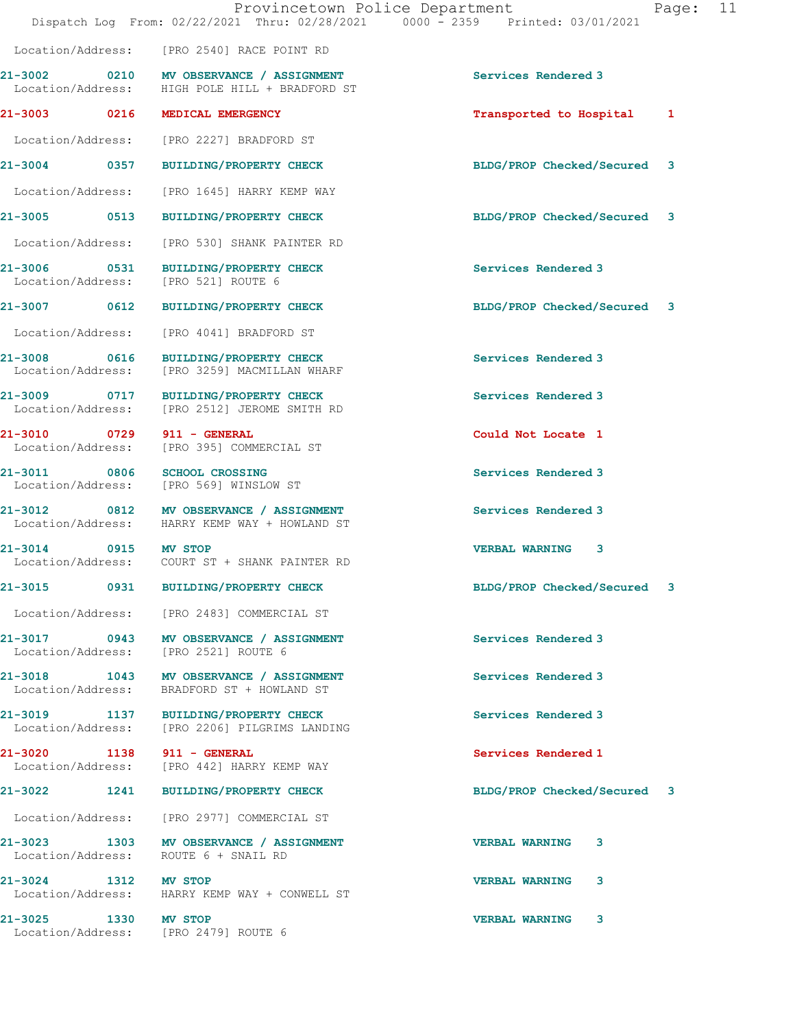Location/Address: [PRO 2540] RACE POINT RD

| Call # | Time | Call Type | Disposition | Priority |
|---|---|---|---|---|
| 21-3002 | 0210 | MV OBSERVANCE / ASSIGNMENT | Services Rendered | 3 |
| | | Location/Address: HIGH POLE HILL + BRADFORD ST | | |
| 21-3003 | 0216 | MEDICAL EMERGENCY | Transported to Hospital | 1 |
| | | Location/Address: [PRO 2227] BRADFORD ST | | |
| 21-3004 | 0357 | BUILDING/PROPERTY CHECK | BLDG/PROP Checked/Secured | 3 |
| | | Location/Address: [PRO 1645] HARRY KEMP WAY | | |
| 21-3005 | 0513 | BUILDING/PROPERTY CHECK | BLDG/PROP Checked/Secured | 3 |
| | | Location/Address: [PRO 530] SHANK PAINTER RD | | |
| 21-3006 | 0531 | BUILDING/PROPERTY CHECK | Services Rendered | 3 |
| | | Location/Address: [PRO 521] ROUTE 6 | | |
| 21-3007 | 0612 | BUILDING/PROPERTY CHECK | BLDG/PROP Checked/Secured | 3 |
| | | Location/Address: [PRO 4041] BRADFORD ST | | |
| 21-3008 | 0616 | BUILDING/PROPERTY CHECK | Services Rendered | 3 |
| | | Location/Address: [PRO 3259] MACMILLAN WHARF | | |
| 21-3009 | 0717 | BUILDING/PROPERTY CHECK | Services Rendered | 3 |
| | | Location/Address: [PRO 2512] JEROME SMITH RD | | |
| 21-3010 | 0729 | 911 - GENERAL | Could Not Locate | 1 |
| | | Location/Address: [PRO 395] COMMERCIAL ST | | |
| 21-3011 | 0806 | SCHOOL CROSSING | Services Rendered | 3 |
| | | Location/Address: [PRO 569] WINSLOW ST | | |
| 21-3012 | 0812 | MV OBSERVANCE / ASSIGNMENT | Services Rendered | 3 |
| | | Location/Address: HARRY KEMP WAY + HOWLAND ST | | |
| 21-3014 | 0915 | MV STOP | VERBAL WARNING | 3 |
| | | Location/Address: COURT ST + SHANK PAINTER RD | | |
| 21-3015 | 0931 | BUILDING/PROPERTY CHECK | BLDG/PROP Checked/Secured | 3 |
| | | Location/Address: [PRO 2483] COMMERCIAL ST | | |
| 21-3017 | 0943 | MV OBSERVANCE / ASSIGNMENT | Services Rendered | 3 |
| | | Location/Address: [PRO 2521] ROUTE 6 | | |
| 21-3018 | 1043 | MV OBSERVANCE / ASSIGNMENT | Services Rendered | 3 |
| | | Location/Address: BRADFORD ST + HOWLAND ST | | |
| 21-3019 | 1137 | BUILDING/PROPERTY CHECK | Services Rendered | 3 |
| | | Location/Address: [PRO 2206] PILGRIMS LANDING | | |
| 21-3020 | 1138 | 911 - GENERAL | Services Rendered | 1 |
| | | Location/Address: [PRO 442] HARRY KEMP WAY | | |
| 21-3022 | 1241 | BUILDING/PROPERTY CHECK | BLDG/PROP Checked/Secured | 3 |
| | | Location/Address: [PRO 2977] COMMERCIAL ST | | |
| 21-3023 | 1303 | MV OBSERVANCE / ASSIGNMENT | VERBAL WARNING | 3 |
| | | Location/Address: ROUTE 6 + SNAIL RD | | |
| 21-3024 | 1312 | MV STOP | VERBAL WARNING | 3 |
| | | Location/Address: HARRY KEMP WAY + CONWELL ST | | |
| 21-3025 | 1330 | MV STOP | VERBAL WARNING | 3 |
| | | Location/Address: [PRO 2479] ROUTE 6 | | |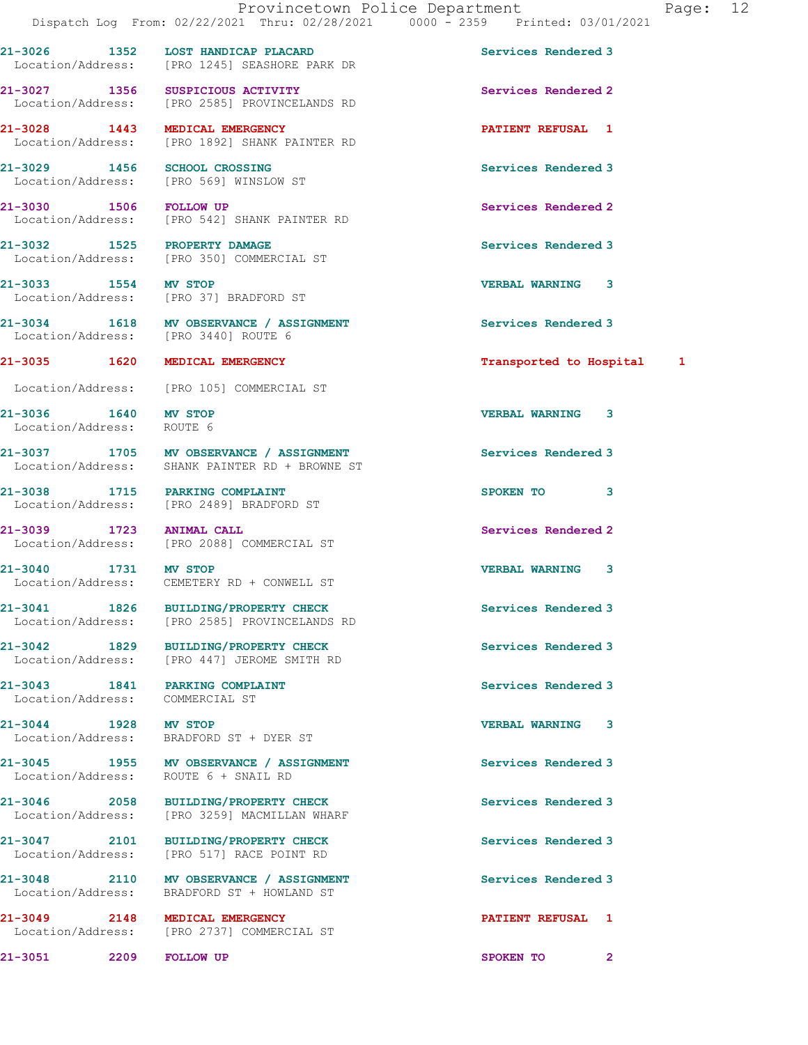21-3026 1352 LOST HANDICAP PLACARD Services Rendered 3
Location/Address: [PRO 1245] SEASHORE PARK DR

21-3027 1356 SUSPICIOUS ACTIVITY Services Rendered 2
Location/Address: [PRO 2585] PROVINCELANDS RD

21-3028 1443 MEDICAL EMERGENCY PATIENT REFUSAL 1
Location/Address: [PRO 1892] SHANK PAINTER RD

21-3029 1456 SCHOOL CROSSING Services Rendered 3
Location/Address: [PRO 569] WINSLOW ST

21-3030 1506 FOLLOW UP Services Rendered 2
Location/Address: [PRO 542] SHANK PAINTER RD

21-3032 1525 PROPERTY DAMAGE Services Rendered 3
Location/Address: [PRO 350] COMMERCIAL ST

21-3033 1554 MV STOP VERBAL WARNING 3
Location/Address: [PRO 37] BRADFORD ST

21-3034 1618 MV OBSERVANCE / ASSIGNMENT Services Rendered 3
Location/Address: [PRO 3440] ROUTE 6

21-3035 1620 MEDICAL EMERGENCY Transported to Hospital 1
Location/Address: [PRO 105] COMMERCIAL ST

21-3036 1640 MV STOP VERBAL WARNING 3
Location/Address: ROUTE 6

21-3037 1705 MV OBSERVANCE / ASSIGNMENT Services Rendered 3
Location/Address: SHANK PAINTER RD + BROWNE ST

21-3038 1715 PARKING COMPLAINT SPOKEN TO 3
Location/Address: [PRO 2489] BRADFORD ST

21-3039 1723 ANIMAL CALL Services Rendered 2
Location/Address: [PRO 2088] COMMERCIAL ST

21-3040 1731 MV STOP VERBAL WARNING 3
Location/Address: CEMETERY RD + CONWELL ST

21-3041 1826 BUILDING/PROPERTY CHECK Services Rendered 3
Location/Address: [PRO 2585] PROVINCELANDS RD

21-3042 1829 BUILDING/PROPERTY CHECK Services Rendered 3
Location/Address: [PRO 447] JEROME SMITH RD

21-3043 1841 PARKING COMPLAINT Services Rendered 3
Location/Address: COMMERCIAL ST

21-3044 1928 MV STOP VERBAL WARNING 3
Location/Address: BRADFORD ST + DYER ST

21-3045 1955 MV OBSERVANCE / ASSIGNMENT Services Rendered 3
Location/Address: ROUTE 6 + SNAIL RD

21-3046 2058 BUILDING/PROPERTY CHECK Services Rendered 3
Location/Address: [PRO 3259] MACMILLAN WHARF

21-3047 2101 BUILDING/PROPERTY CHECK Services Rendered 3
Location/Address: [PRO 517] RACE POINT RD

21-3048 2110 MV OBSERVANCE / ASSIGNMENT Services Rendered 3
Location/Address: BRADFORD ST + HOWLAND ST

21-3049 2148 MEDICAL EMERGENCY PATIENT REFUSAL 1
Location/Address: [PRO 2737] COMMERCIAL ST

21-3051 2209 FOLLOW UP SPOKEN TO 2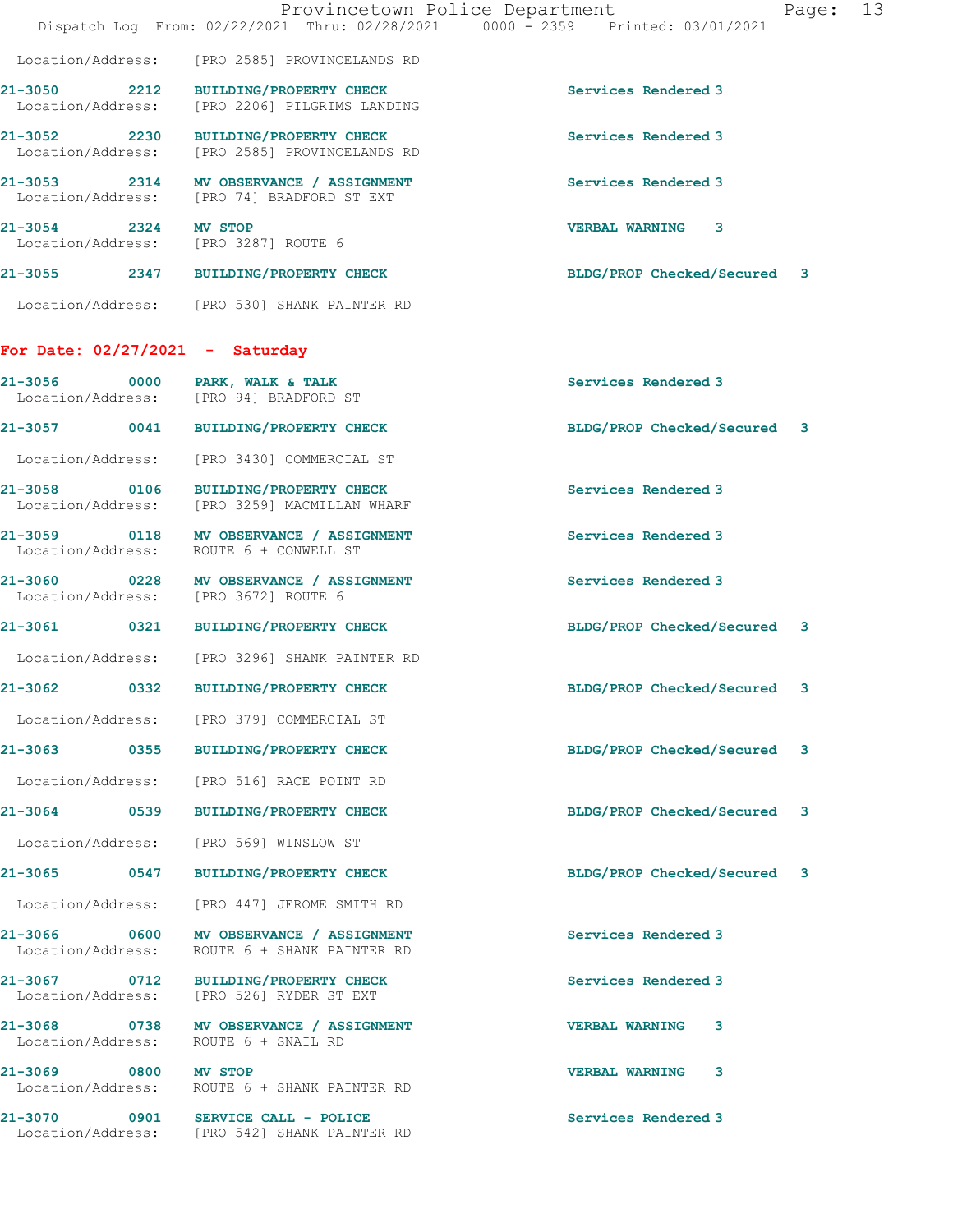Location/Address: [PRO 2585] PROVINCELANDS RD

**21-3050 2212 BUILDING/PROPERTY CHECK** Services Rendered 3
Location/Address: [PRO 2206] PILGRIMS LANDING

**21-3052 2230 BUILDING/PROPERTY CHECK** Services Rendered 3
Location/Address: [PRO 2585] PROVINCELANDS RD

**21-3053 2314 MV OBSERVANCE / ASSIGNMENT** Services Rendered 3
Location/Address: [PRO 74] BRADFORD ST EXT

**21-3054 2324 MV STOP** VERBAL WARNING 3
Location/Address: [PRO 3287] ROUTE 6

**21-3055 2347 BUILDING/PROPERTY CHECK** BLDG/PROP Checked/Secured 3
Location/Address: [PRO 530] SHANK PAINTER RD

## For Date: 02/27/2021 - Saturday

**21-3056 0000 PARK, WALK & TALK** Services Rendered 3
Location/Address: [PRO 94] BRADFORD ST

**21-3057 0041 BUILDING/PROPERTY CHECK** BLDG/PROP Checked/Secured 3
Location/Address: [PRO 3430] COMMERCIAL ST

**21-3058 0106 BUILDING/PROPERTY CHECK** Services Rendered 3
Location/Address: [PRO 3259] MACMILLAN WHARF

**21-3059 0118 MV OBSERVANCE / ASSIGNMENT** Services Rendered 3
Location/Address: ROUTE 6 + CONWELL ST

**21-3060 0228 MV OBSERVANCE / ASSIGNMENT** Services Rendered 3
Location/Address: [PRO 3672] ROUTE 6

**21-3061 0321 BUILDING/PROPERTY CHECK** BLDG/PROP Checked/Secured 3
Location/Address: [PRO 3296] SHANK PAINTER RD

**21-3062 0332 BUILDING/PROPERTY CHECK** BLDG/PROP Checked/Secured 3
Location/Address: [PRO 379] COMMERCIAL ST

**21-3063 0355 BUILDING/PROPERTY CHECK** BLDG/PROP Checked/Secured 3
Location/Address: [PRO 516] RACE POINT RD

**21-3064 0539 BUILDING/PROPERTY CHECK** BLDG/PROP Checked/Secured 3
Location/Address: [PRO 569] WINSLOW ST

**21-3065 0547 BUILDING/PROPERTY CHECK** BLDG/PROP Checked/Secured 3
Location/Address: [PRO 447] JEROME SMITH RD

**21-3066 0600 MV OBSERVANCE / ASSIGNMENT** Services Rendered 3
Location/Address: ROUTE 6 + SHANK PAINTER RD

**21-3067 0712 BUILDING/PROPERTY CHECK** Services Rendered 3
Location/Address: [PRO 526] RYDER ST EXT

**21-3068 0738 MV OBSERVANCE / ASSIGNMENT** VERBAL WARNING 3
Location/Address: ROUTE 6 + SNAIL RD

**21-3069 0800 MV STOP** VERBAL WARNING 3
Location/Address: ROUTE 6 + SHANK PAINTER RD

**21-3070 0901 SERVICE CALL - POLICE** Services Rendered 3
Location/Address: [PRO 542] SHANK PAINTER RD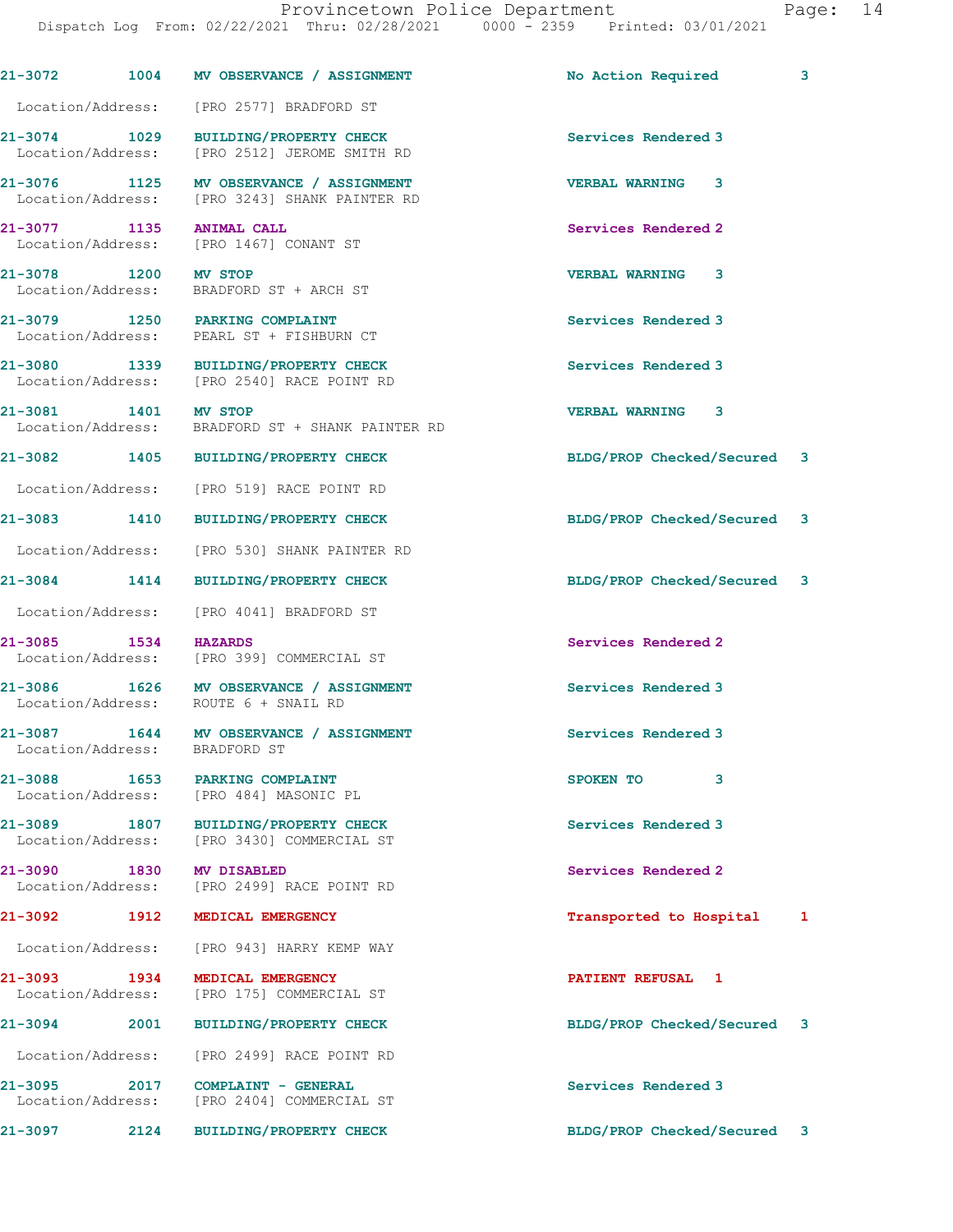| Call # | Time | Call Reason | Action | Priority |
|---|---|---|---|---|
| 21-3072 | 1004 | MV OBSERVANCE / ASSIGNMENT | No Action Required | 3 |
| | | Location/Address: [PRO 2577] BRADFORD ST | | |
| 21-3074 | 1029 | BUILDING/PROPERTY CHECK | Services Rendered | 3 |
| | | Location/Address: [PRO 2512] JEROME SMITH RD | | |
| 21-3076 | 1125 | MV OBSERVANCE / ASSIGNMENT | VERBAL WARNING | 3 |
| | | Location/Address: [PRO 3243] SHANK PAINTER RD | | |
| 21-3077 | 1135 | ANIMAL CALL | Services Rendered | 2 |
| | | Location/Address: [PRO 1467] CONANT ST | | |
| 21-3078 | 1200 | MV STOP | VERBAL WARNING | 3 |
| | | Location/Address: BRADFORD ST + ARCH ST | | |
| 21-3079 | 1250 | PARKING COMPLAINT | Services Rendered | 3 |
| | | Location/Address: PEARL ST + FISHBURN CT | | |
| 21-3080 | 1339 | BUILDING/PROPERTY CHECK | Services Rendered | 3 |
| | | Location/Address: [PRO 2540] RACE POINT RD | | |
| 21-3081 | 1401 | MV STOP | VERBAL WARNING | 3 |
| | | Location/Address: BRADFORD ST + SHANK PAINTER RD | | |
| 21-3082 | 1405 | BUILDING/PROPERTY CHECK | BLDG/PROP Checked/Secured | 3 |
| | | Location/Address: [PRO 519] RACE POINT RD | | |
| 21-3083 | 1410 | BUILDING/PROPERTY CHECK | BLDG/PROP Checked/Secured | 3 |
| | | Location/Address: [PRO 530] SHANK PAINTER RD | | |
| 21-3084 | 1414 | BUILDING/PROPERTY CHECK | BLDG/PROP Checked/Secured | 3 |
| | | Location/Address: [PRO 4041] BRADFORD ST | | |
| 21-3085 | 1534 | HAZARDS | Services Rendered | 2 |
| | | Location/Address: [PRO 399] COMMERCIAL ST | | |
| 21-3086 | 1626 | MV OBSERVANCE / ASSIGNMENT | Services Rendered | 3 |
| | | Location/Address: ROUTE 6 + SNAIL RD | | |
| 21-3087 | 1644 | MV OBSERVANCE / ASSIGNMENT | Services Rendered | 3 |
| | | Location/Address: BRADFORD ST | | |
| 21-3088 | 1653 | PARKING COMPLAINT | SPOKEN TO | 3 |
| | | Location/Address: [PRO 484] MASONIC PL | | |
| 21-3089 | 1807 | BUILDING/PROPERTY CHECK | Services Rendered | 3 |
| | | Location/Address: [PRO 3430] COMMERCIAL ST | | |
| 21-3090 | 1830 | MV DISABLED | Services Rendered | 2 |
| | | Location/Address: [PRO 2499] RACE POINT RD | | |
| 21-3092 | 1912 | MEDICAL EMERGENCY | Transported to Hospital | 1 |
| | | Location/Address: [PRO 943] HARRY KEMP WAY | | |
| 21-3093 | 1934 | MEDICAL EMERGENCY | PATIENT REFUSAL | 1 |
| | | Location/Address: [PRO 175] COMMERCIAL ST | | |
| 21-3094 | 2001 | BUILDING/PROPERTY CHECK | BLDG/PROP Checked/Secured | 3 |
| | | Location/Address: [PRO 2499] RACE POINT RD | | |
| 21-3095 | 2017 | COMPLAINT - GENERAL | Services Rendered | 3 |
| | | Location/Address: [PRO 2404] COMMERCIAL ST | | |
| 21-3097 | 2124 | BUILDING/PROPERTY CHECK | BLDG/PROP Checked/Secured | 3 |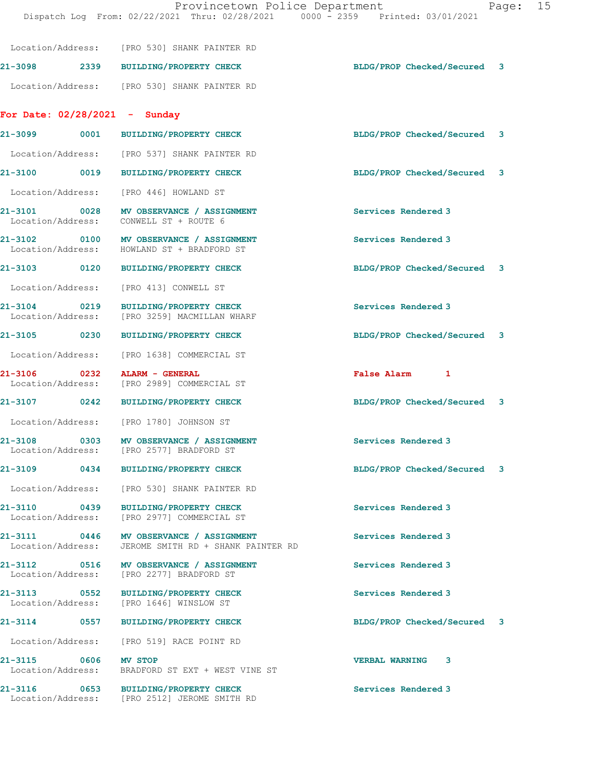Location/Address: [PRO 530] SHANK PAINTER RD

| Call No. | Time | Call Reason | Action | Priority |
|---|---|---|---|---|
| 21-3098 | 2339 | BUILDING/PROPERTY CHECK | BLDG/PROP Checked/Secured | 3 |

Location/Address: [PRO 530] SHANK PAINTER RD

**For Date: 02/28/2021 - Sunday**

21-3099 0001 BUILDING/PROPERTY CHECK — BLDG/PROP Checked/Secured 3
Location/Address: [PRO 537] SHANK PAINTER RD

21-3100 0019 BUILDING/PROPERTY CHECK — BLDG/PROP Checked/Secured 3
Location/Address: [PRO 446] HOWLAND ST

21-3101 0028 MV OBSERVANCE / ASSIGNMENT — Services Rendered 3
Location/Address: CONWELL ST + ROUTE 6

21-3102 0100 MV OBSERVANCE / ASSIGNMENT — Services Rendered 3
Location/Address: HOWLAND ST + BRADFORD ST

21-3103 0120 BUILDING/PROPERTY CHECK — BLDG/PROP Checked/Secured 3
Location/Address: [PRO 413] CONWELL ST

21-3104 0219 BUILDING/PROPERTY CHECK — Services Rendered 3
Location/Address: [PRO 3259] MACMILLAN WHARF

21-3105 0230 BUILDING/PROPERTY CHECK — BLDG/PROP Checked/Secured 3
Location/Address: [PRO 1638] COMMERCIAL ST

21-3106 0232 ALARM - GENERAL — False Alarm 1
Location/Address: [PRO 2989] COMMERCIAL ST

21-3107 0242 BUILDING/PROPERTY CHECK — BLDG/PROP Checked/Secured 3
Location/Address: [PRO 1780] JOHNSON ST

21-3108 0303 MV OBSERVANCE / ASSIGNMENT — Services Rendered 3
Location/Address: [PRO 2577] BRADFORD ST

21-3109 0434 BUILDING/PROPERTY CHECK — BLDG/PROP Checked/Secured 3
Location/Address: [PRO 530] SHANK PAINTER RD

21-3110 0439 BUILDING/PROPERTY CHECK — Services Rendered 3
Location/Address: [PRO 2977] COMMERCIAL ST

21-3111 0446 MV OBSERVANCE / ASSIGNMENT — Services Rendered 3
Location/Address: JEROME SMITH RD + SHANK PAINTER RD

21-3112 0516 MV OBSERVANCE / ASSIGNMENT — Services Rendered 3
Location/Address: [PRO 2277] BRADFORD ST

21-3113 0552 BUILDING/PROPERTY CHECK — Services Rendered 3
Location/Address: [PRO 1646] WINSLOW ST

21-3114 0557 BUILDING/PROPERTY CHECK — BLDG/PROP Checked/Secured 3
Location/Address: [PRO 519] RACE POINT RD

21-3115 0606 MV STOP — VERBAL WARNING 3
Location/Address: BRADFORD ST EXT + WEST VINE ST

21-3116 0653 BUILDING/PROPERTY CHECK — Services Rendered 3
Location/Address: [PRO 2512] JEROME SMITH RD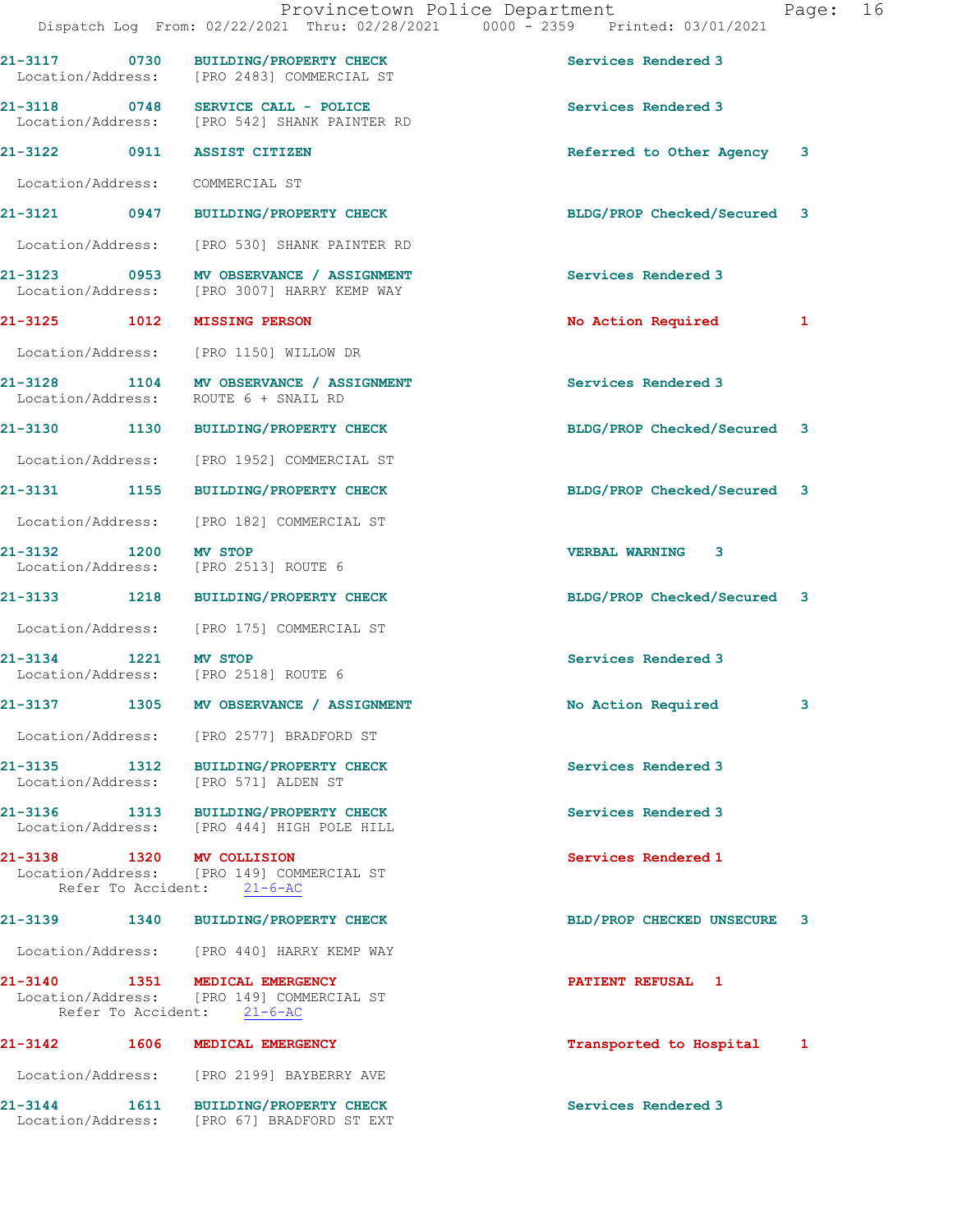21-3117 0730 **BUILDING/PROPERTY CHECK** Services Rendered 3
Location/Address: [PRO 2483] COMMERCIAL ST

21-3118 0748 **SERVICE CALL - POLICE** Services Rendered 3
Location/Address: [PRO 542] SHANK PAINTER RD

21-3122 0911 **ASSIST CITIZEN** Referred to Other Agency 3
Location/Address: COMMERCIAL ST

21-3121 0947 **BUILDING/PROPERTY CHECK** BLDG/PROP Checked/Secured 3
Location/Address: [PRO 530] SHANK PAINTER RD

21-3123 0953 **MV OBSERVANCE / ASSIGNMENT** Services Rendered 3
Location/Address: [PRO 3007] HARRY KEMP WAY

21-3125 1012 **MISSING PERSON** No Action Required 1
Location/Address: [PRO 1150] WILLOW DR

21-3128 1104 **MV OBSERVANCE / ASSIGNMENT** Services Rendered 3
Location/Address: ROUTE 6 + SNAIL RD

21-3130 1130 **BUILDING/PROPERTY CHECK** BLDG/PROP Checked/Secured 3
Location/Address: [PRO 1952] COMMERCIAL ST

21-3131 1155 **BUILDING/PROPERTY CHECK** BLDG/PROP Checked/Secured 3
Location/Address: [PRO 182] COMMERCIAL ST

21-3132 1200 **MV STOP** VERBAL WARNING 3
Location/Address: [PRO 2513] ROUTE 6

21-3133 1218 **BUILDING/PROPERTY CHECK** BLDG/PROP Checked/Secured 3
Location/Address: [PRO 175] COMMERCIAL ST

21-3134 1221 **MV STOP** Services Rendered 3
Location/Address: [PRO 2518] ROUTE 6

21-3137 1305 **MV OBSERVANCE / ASSIGNMENT** No Action Required 3
Location/Address: [PRO 2577] BRADFORD ST

21-3135 1312 **BUILDING/PROPERTY CHECK** Services Rendered 3
Location/Address: [PRO 571] ALDEN ST

21-3136 1313 **BUILDING/PROPERTY CHECK** Services Rendered 3
Location/Address: [PRO 444] HIGH POLE HILL

21-3138 1320 **MV COLLISION** Services Rendered 1
Location/Address: [PRO 149] COMMERCIAL ST
Refer To Accident: 21-6-AC

21-3139 1340 **BUILDING/PROPERTY CHECK** BLD/PROP CHECKED UNSECURE 3
Location/Address: [PRO 440] HARRY KEMP WAY

21-3140 1351 **MEDICAL EMERGENCY** PATIENT REFUSAL 1
Location/Address: [PRO 149] COMMERCIAL ST
Refer To Accident: 21-6-AC

21-3142 1606 **MEDICAL EMERGENCY** Transported to Hospital 1
Location/Address: [PRO 2199] BAYBERRY AVE

21-3144 1611 **BUILDING/PROPERTY CHECK** Services Rendered 3
Location/Address: [PRO 67] BRADFORD ST EXT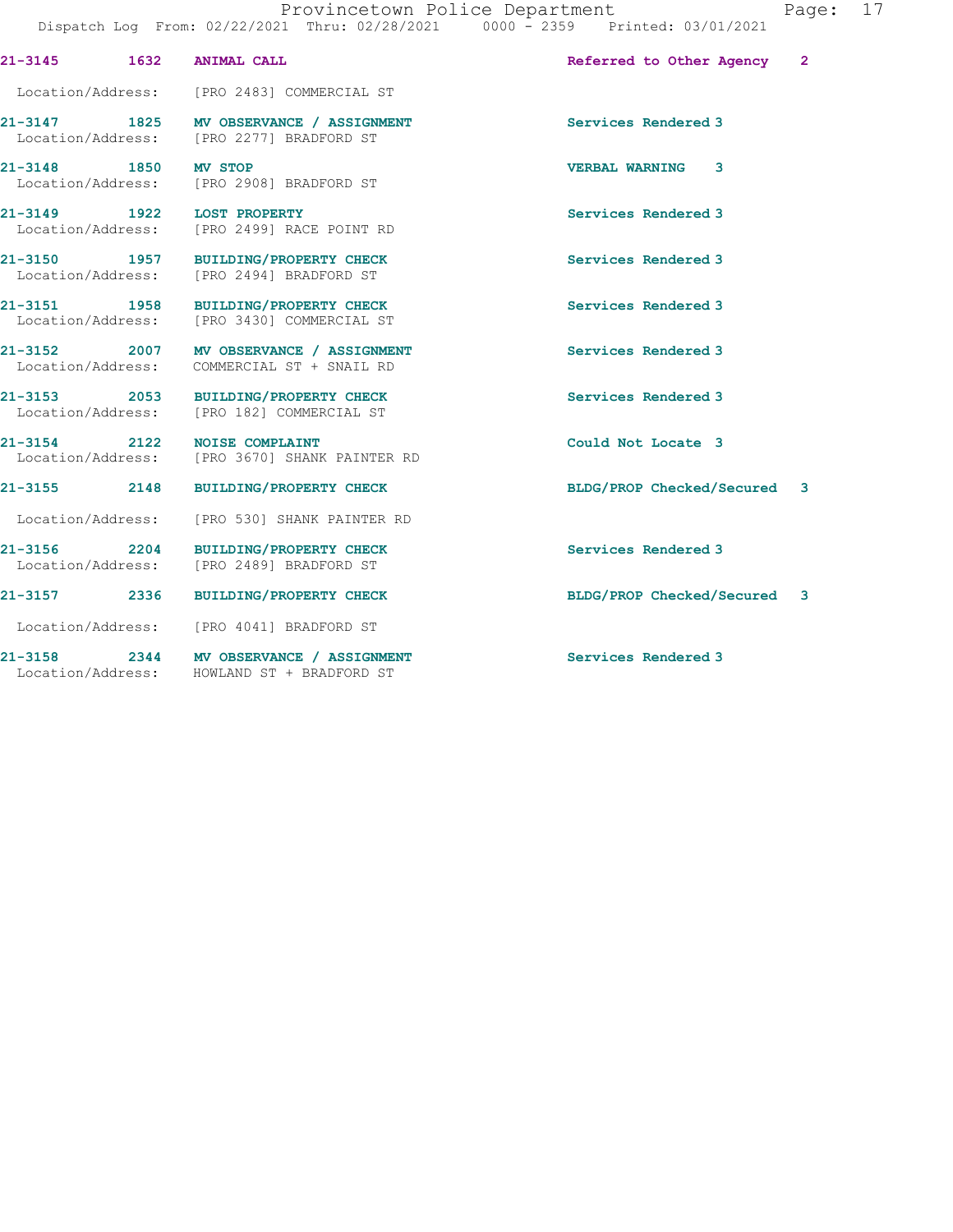21-3145 1632 ANIMAL CALL Referred to Other Agency 2

Location/Address: [PRO 2483] COMMERCIAL ST

21-3147 1825 MV OBSERVANCE / ASSIGNMENT Services Rendered 3
Location/Address: [PRO 2277] BRADFORD ST

21-3148 1850 MV STOP VERBAL WARNING 3
Location/Address: [PRO 2908] BRADFORD ST

21-3149 1922 LOST PROPERTY Services Rendered 3
Location/Address: [PRO 2499] RACE POINT RD

21-3150 1957 BUILDING/PROPERTY CHECK Services Rendered 3
Location/Address: [PRO 2494] BRADFORD ST

21-3151 1958 BUILDING/PROPERTY CHECK Services Rendered 3
Location/Address: [PRO 3430] COMMERCIAL ST

21-3152 2007 MV OBSERVANCE / ASSIGNMENT Services Rendered 3
Location/Address: COMMERCIAL ST + SNAIL RD

21-3153 2053 BUILDING/PROPERTY CHECK Services Rendered 3
Location/Address: [PRO 182] COMMERCIAL ST

21-3154 2122 NOISE COMPLAINT Could Not Locate 3
Location/Address: [PRO 3670] SHANK PAINTER RD

21-3155 2148 BUILDING/PROPERTY CHECK BLDG/PROP Checked/Secured 3

Location/Address: [PRO 530] SHANK PAINTER RD

21-3156 2204 BUILDING/PROPERTY CHECK Services Rendered 3
Location/Address: [PRO 2489] BRADFORD ST

21-3157 2336 BUILDING/PROPERTY CHECK BLDG/PROP Checked/Secured 3

Location/Address: [PRO 4041] BRADFORD ST

21-3158 2344 MV OBSERVANCE / ASSIGNMENT Services Rendered 3
Location/Address: HOWLAND ST + BRADFORD ST